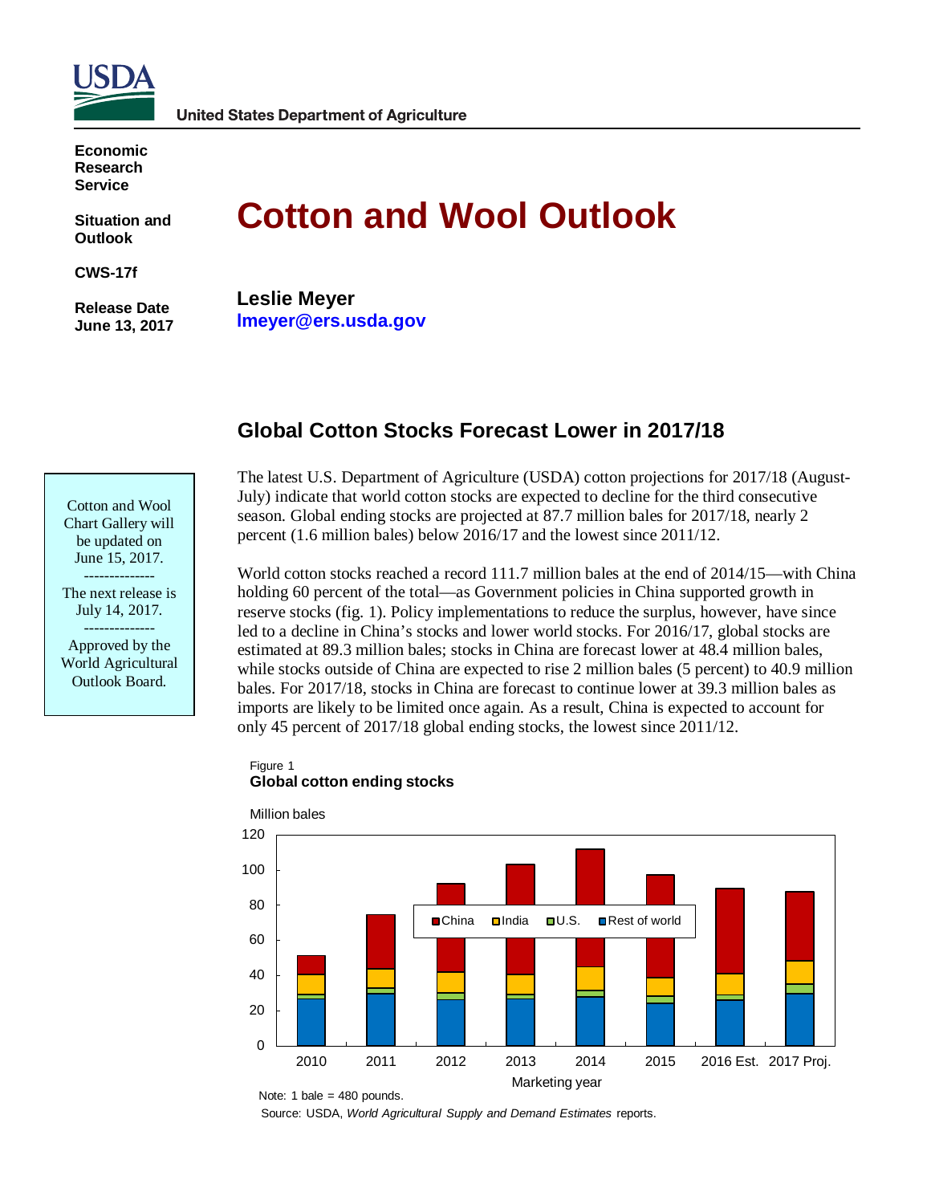United States Department of Agriculture

**Economic Research Service**

**Situation and Outlook**

**CWS-17f**

**Release Date June 13, 2017**

# Cotton and Wool Outlook

**Leslie Meyer**
**lmeyer@ers.usda.gov**

Cotton and Wool Chart Gallery will be updated on June 15, 2017.

--------------

The next release is July 14, 2017.

--------------

Approved by the World Agricultural Outlook Board.

## Global Cotton Stocks Forecast Lower in 2017/18

The latest U.S. Department of Agriculture (USDA) cotton projections for 2017/18 (August-July) indicate that world cotton stocks are expected to decline for the third consecutive season. Global ending stocks are projected at 87.7 million bales for 2017/18, nearly 2 percent (1.6 million bales) below 2016/17 and the lowest since 2011/12.

World cotton stocks reached a record 111.7 million bales at the end of 2014/15—with China holding 60 percent of the total—as Government policies in China supported growth in reserve stocks (fig. 1). Policy implementations to reduce the surplus, however, have since led to a decline in China's stocks and lower world stocks. For 2016/17, global stocks are estimated at 89.3 million bales; stocks in China are forecast lower at 48.4 million bales, while stocks outside of China are expected to rise 2 million bales (5 percent) to 40.9 million bales. For 2017/18, stocks in China are forecast to continue lower at 39.3 million bales as imports are likely to be limited once again. As a result, China is expected to account for only 45 percent of 2017/18 global ending stocks, the lowest since 2011/12.

Figure 1
**Global cotton ending stocks**

Million bales

Legend: China, India, U.S., Rest of world

Marketing year: 2010, 2011, 2012, 2013, 2014, 2015, 2016 Est., 2017 Proj.

Note: 1 bale = 480 pounds.

Source: USDA, *World Agricultural Supply and Demand Estimates* reports.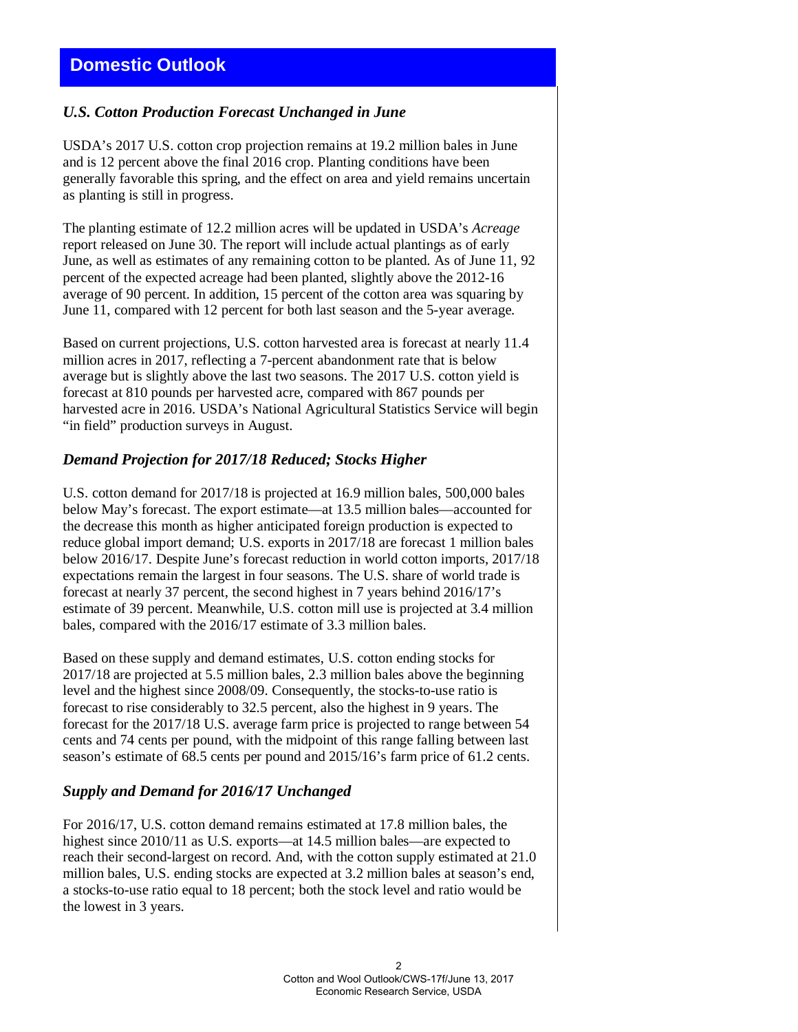# Domestic Outlook

### *U.S. Cotton Production Forecast Unchanged in June*

USDA's 2017 U.S. cotton crop projection remains at 19.2 million bales in June and is 12 percent above the final 2016 crop. Planting conditions have been generally favorable this spring, and the effect on area and yield remains uncertain as planting is still in progress.

The planting estimate of 12.2 million acres will be updated in USDA's *Acreage* report released on June 30. The report will include actual plantings as of early June, as well as estimates of any remaining cotton to be planted. As of June 11, 92 percent of the expected acreage had been planted, slightly above the 2012-16 average of 90 percent. In addition, 15 percent of the cotton area was squaring by June 11, compared with 12 percent for both last season and the 5-year average.

Based on current projections, U.S. cotton harvested area is forecast at nearly 11.4 million acres in 2017, reflecting a 7-percent abandonment rate that is below average but is slightly above the last two seasons. The 2017 U.S. cotton yield is forecast at 810 pounds per harvested acre, compared with 867 pounds per harvested acre in 2016. USDA's National Agricultural Statistics Service will begin "in field" production surveys in August.

### *Demand Projection for 2017/18 Reduced; Stocks Higher*

U.S. cotton demand for 2017/18 is projected at 16.9 million bales, 500,000 bales below May's forecast. The export estimate—at 13.5 million bales—accounted for the decrease this month as higher anticipated foreign production is expected to reduce global import demand; U.S. exports in 2017/18 are forecast 1 million bales below 2016/17. Despite June's forecast reduction in world cotton imports, 2017/18 expectations remain the largest in four seasons. The U.S. share of world trade is forecast at nearly 37 percent, the second highest in 7 years behind 2016/17's estimate of 39 percent. Meanwhile, U.S. cotton mill use is projected at 3.4 million bales, compared with the 2016/17 estimate of 3.3 million bales.

Based on these supply and demand estimates, U.S. cotton ending stocks for 2017/18 are projected at 5.5 million bales, 2.3 million bales above the beginning level and the highest since 2008/09. Consequently, the stocks-to-use ratio is forecast to rise considerably to 32.5 percent, also the highest in 9 years. The forecast for the 2017/18 U.S. average farm price is projected to range between 54 cents and 74 cents per pound, with the midpoint of this range falling between last season's estimate of 68.5 cents per pound and 2015/16's farm price of 61.2 cents.

### *Supply and Demand for 2016/17 Unchanged*

For 2016/17, U.S. cotton demand remains estimated at 17.8 million bales, the highest since 2010/11 as U.S. exports—at 14.5 million bales—are expected to reach their second-largest on record. And, with the cotton supply estimated at 21.0 million bales, U.S. ending stocks are expected at 3.2 million bales at season's end, a stocks-to-use ratio equal to 18 percent; both the stock level and ratio would be the lowest in 3 years.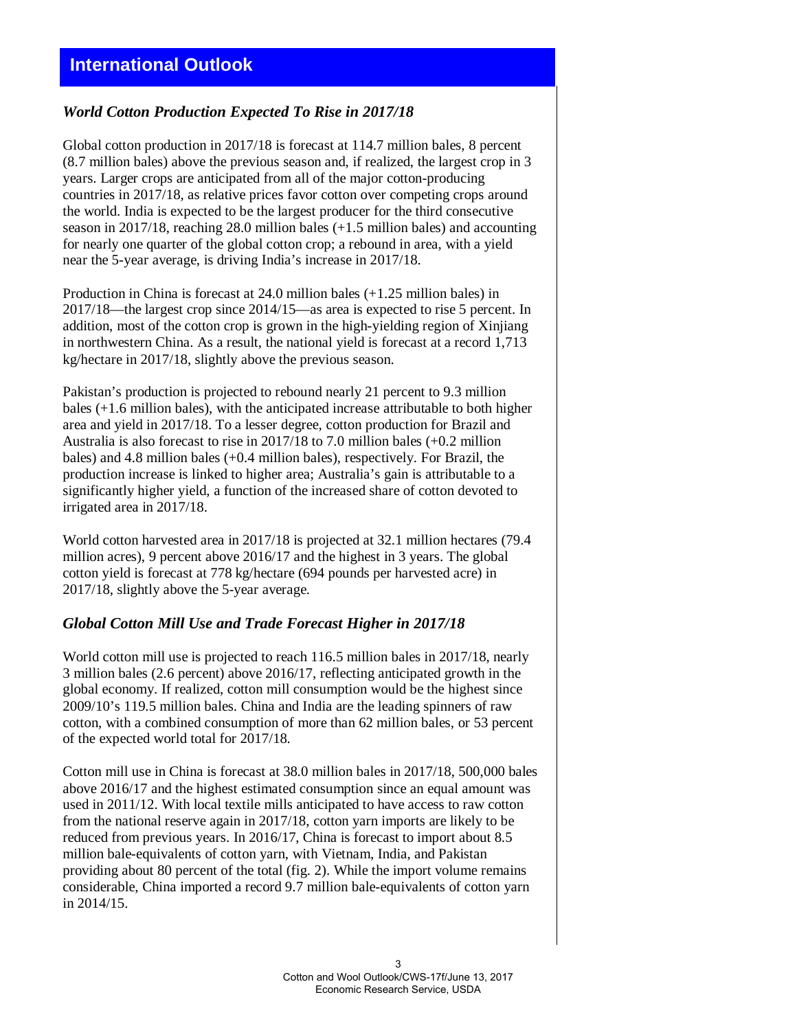## International Outlook

### *World Cotton Production Expected To Rise in 2017/18*

Global cotton production in 2017/18 is forecast at 114.7 million bales, 8 percent (8.7 million bales) above the previous season and, if realized, the largest crop in 3 years. Larger crops are anticipated from all of the major cotton-producing countries in 2017/18, as relative prices favor cotton over competing crops around the world. India is expected to be the largest producer for the third consecutive season in 2017/18, reaching 28.0 million bales (+1.5 million bales) and accounting for nearly one quarter of the global cotton crop; a rebound in area, with a yield near the 5-year average, is driving India's increase in 2017/18.

Production in China is forecast at 24.0 million bales (+1.25 million bales) in 2017/18—the largest crop since 2014/15—as area is expected to rise 5 percent. In addition, most of the cotton crop is grown in the high-yielding region of Xinjiang in northwestern China. As a result, the national yield is forecast at a record 1,713 kg/hectare in 2017/18, slightly above the previous season.

Pakistan's production is projected to rebound nearly 21 percent to 9.3 million bales (+1.6 million bales), with the anticipated increase attributable to both higher area and yield in 2017/18. To a lesser degree, cotton production for Brazil and Australia is also forecast to rise in 2017/18 to 7.0 million bales (+0.2 million bales) and 4.8 million bales (+0.4 million bales), respectively. For Brazil, the production increase is linked to higher area; Australia's gain is attributable to a significantly higher yield, a function of the increased share of cotton devoted to irrigated area in 2017/18.

World cotton harvested area in 2017/18 is projected at 32.1 million hectares (79.4 million acres), 9 percent above 2016/17 and the highest in 3 years. The global cotton yield is forecast at 778 kg/hectare (694 pounds per harvested acre) in 2017/18, slightly above the 5-year average.

### *Global Cotton Mill Use and Trade Forecast Higher in 2017/18*

World cotton mill use is projected to reach 116.5 million bales in 2017/18, nearly 3 million bales (2.6 percent) above 2016/17, reflecting anticipated growth in the global economy. If realized, cotton mill consumption would be the highest since 2009/10's 119.5 million bales. China and India are the leading spinners of raw cotton, with a combined consumption of more than 62 million bales, or 53 percent of the expected world total for 2017/18.

Cotton mill use in China is forecast at 38.0 million bales in 2017/18, 500,000 bales above 2016/17 and the highest estimated consumption since an equal amount was used in 2011/12. With local textile mills anticipated to have access to raw cotton from the national reserve again in 2017/18, cotton yarn imports are likely to be reduced from previous years. In 2016/17, China is forecast to import about 8.5 million bale-equivalents of cotton yarn, with Vietnam, India, and Pakistan providing about 80 percent of the total (fig. 2). While the import volume remains considerable, China imported a record 9.7 million bale-equivalents of cotton yarn in 2014/15.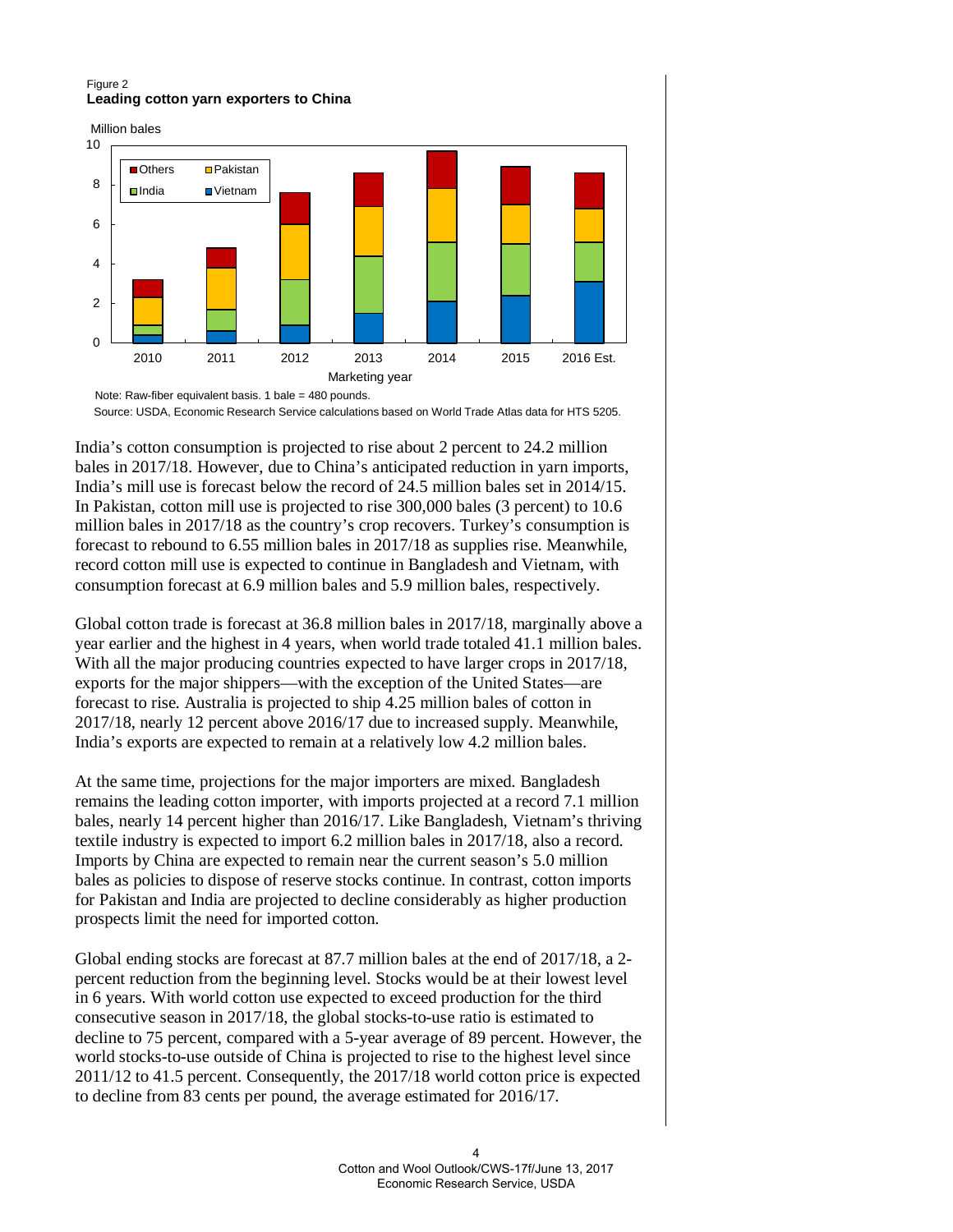Figure 2
**Leading cotton yarn exporters to China**

Note: Raw-fiber equivalent basis. 1 bale = 480 pounds.
Source: USDA, Economic Research Service calculations based on World Trade Atlas data for HTS 5205.

India's cotton consumption is projected to rise about 2 percent to 24.2 million bales in 2017/18. However, due to China's anticipated reduction in yarn imports, India's mill use is forecast below the record of 24.5 million bales set in 2014/15. In Pakistan, cotton mill use is projected to rise 300,000 bales (3 percent) to 10.6 million bales in 2017/18 as the country's crop recovers. Turkey's consumption is forecast to rebound to 6.55 million bales in 2017/18 as supplies rise. Meanwhile, record cotton mill use is expected to continue in Bangladesh and Vietnam, with consumption forecast at 6.9 million bales and 5.9 million bales, respectively.

Global cotton trade is forecast at 36.8 million bales in 2017/18, marginally above a year earlier and the highest in 4 years, when world trade totaled 41.1 million bales. With all the major producing countries expected to have larger crops in 2017/18, exports for the major shippers—with the exception of the United States—are forecast to rise. Australia is projected to ship 4.25 million bales of cotton in 2017/18, nearly 12 percent above 2016/17 due to increased supply. Meanwhile, India's exports are expected to remain at a relatively low 4.2 million bales.

At the same time, projections for the major importers are mixed. Bangladesh remains the leading cotton importer, with imports projected at a record 7.1 million bales, nearly 14 percent higher than 2016/17. Like Bangladesh, Vietnam's thriving textile industry is expected to import 6.2 million bales in 2017/18, also a record. Imports by China are expected to remain near the current season's 5.0 million bales as policies to dispose of reserve stocks continue. In contrast, cotton imports for Pakistan and India are projected to decline considerably as higher production prospects limit the need for imported cotton.

Global ending stocks are forecast at 87.7 million bales at the end of 2017/18, a 2-percent reduction from the beginning level. Stocks would be at their lowest level in 6 years. With world cotton use expected to exceed production for the third consecutive season in 2017/18, the global stocks-to-use ratio is estimated to decline to 75 percent, compared with a 5-year average of 89 percent. However, the world stocks-to-use outside of China is projected to rise to the highest level since 2011/12 to 41.5 percent. Consequently, the 2017/18 world cotton price is expected to decline from 83 cents per pound, the average estimated for 2016/17.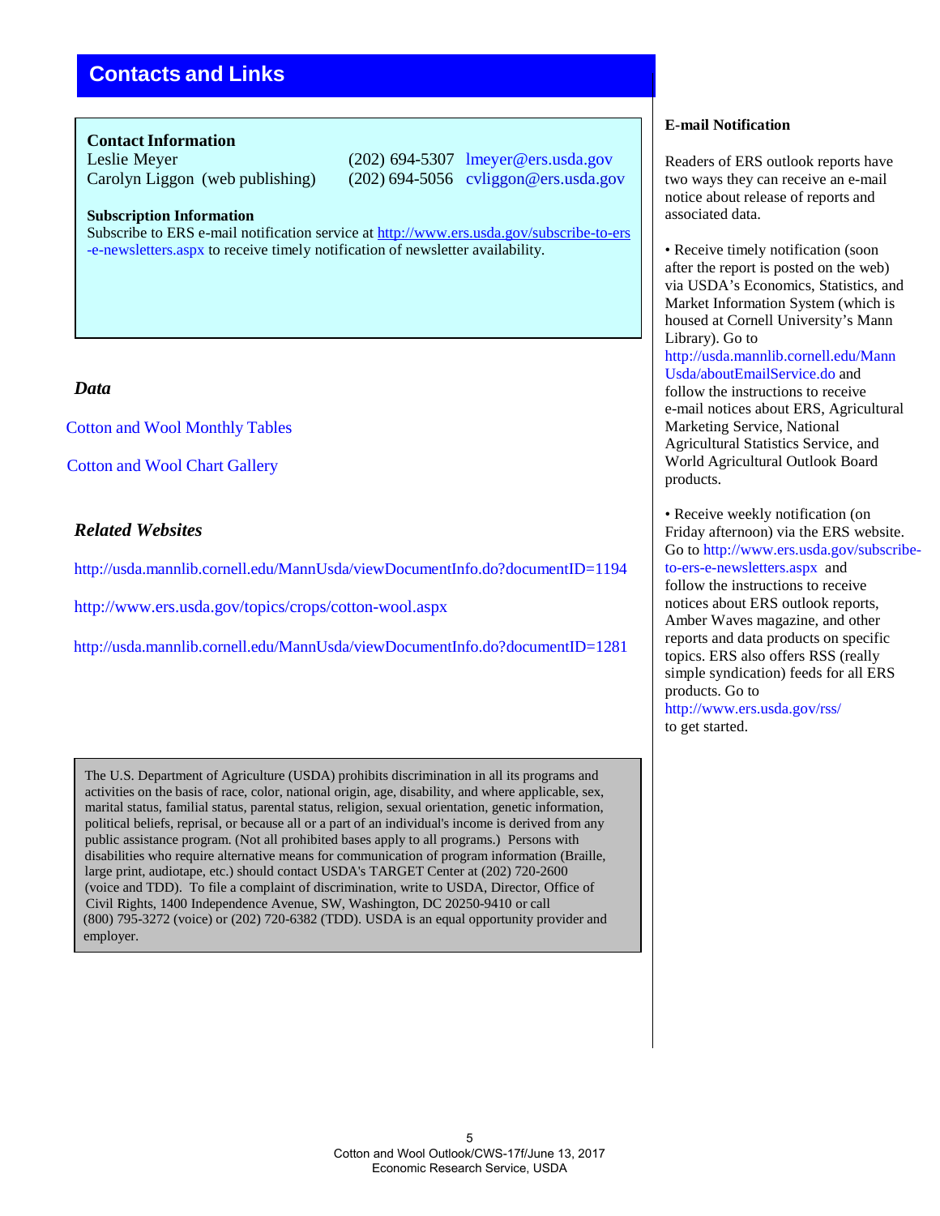## Contacts and Links

**Contact Information**

| | | |
|---|---|---|
| Leslie Meyer | (202) 694-5307 | lmeyer@ers.usda.gov |
| Carolyn Liggon (web publishing) | (202) 694-5056 | cvliggon@ers.usda.gov |

**Subscription Information**

Subscribe to ERS e-mail notification service at http://www.ers.usda.gov/subscribe-to-ers-e-newsletters.aspx to receive timely notification of newsletter availability.

### *Data*

Cotton and Wool Monthly Tables

Cotton and Wool Chart Gallery

### *Related Websites*

http://usda.mannlib.cornell.edu/MannUsda/viewDocumentInfo.do?documentID=1194

http://www.ers.usda.gov/topics/crops/cotton-wool.aspx

http://usda.mannlib.cornell.edu/MannUsda/viewDocumentInfo.do?documentID=1281

The U.S. Department of Agriculture (USDA) prohibits discrimination in all its programs and activities on the basis of race, color, national origin, age, disability, and where applicable, sex, marital status, familial status, parental status, religion, sexual orientation, genetic information, political beliefs, reprisal, or because all or a part of an individual's income is derived from any public assistance program. (Not all prohibited bases apply to all programs.) Persons with disabilities who require alternative means for communication of program information (Braille, large print, audiotape, etc.) should contact USDA's TARGET Center at (202) 720-2600 (voice and TDD). To file a complaint of discrimination, write to USDA, Director, Office of Civil Rights, 1400 Independence Avenue, SW, Washington, DC 20250-9410 or call (800) 795-3272 (voice) or (202) 720-6382 (TDD). USDA is an equal opportunity provider and employer.

**E-mail Notification**

Readers of ERS outlook reports have two ways they can receive an e-mail notice about release of reports and associated data.

- Receive timely notification (soon after the report is posted on the web) via USDA's Economics, Statistics, and Market Information System (which is housed at Cornell University's Mann Library). Go to http://usda.mannlib.cornell.edu/MannUsda/aboutEmailService.do and follow the instructions to receive e-mail notices about ERS, Agricultural Marketing Service, National Agricultural Statistics Service, and World Agricultural Outlook Board products.

- Receive weekly notification (on Friday afternoon) via the ERS website. Go to http://www.ers.usda.gov/subscribe-to-ers-e-newsletters.aspx and follow the instructions to receive notices about ERS outlook reports, Amber Waves magazine, and other reports and data products on specific topics. ERS also offers RSS (really simple syndication) feeds for all ERS products. Go to http://www.ers.usda.gov/rss/ to get started.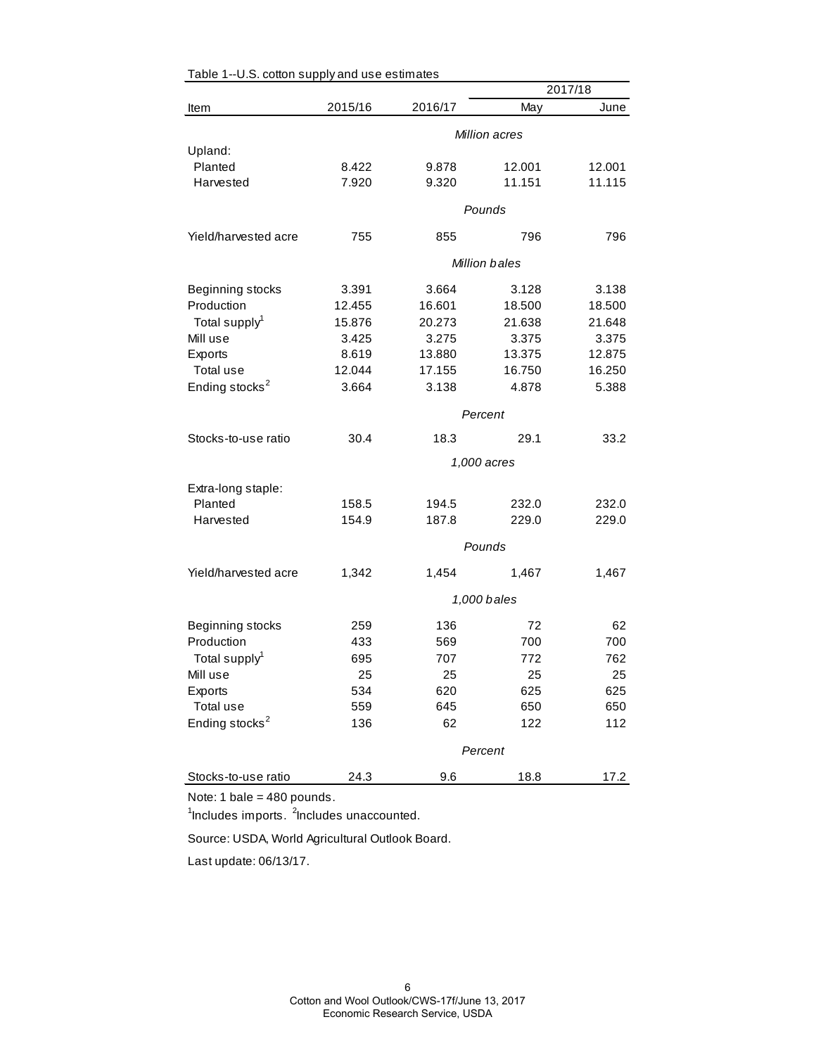Table 1--U.S. cotton supply and use estimates

| Item | 2015/16 | 2016/17 | 2017/18 May | 2017/18 June |
|---|---|---|---|---|
| | | *Million acres* | | |
| Upland: | | | | |
| Planted | 8.422 | 9.878 | 12.001 | 12.001 |
| Harvested | 7.920 | 9.320 | 11.151 | 11.115 |
| | | *Pounds* | | |
| Yield/harvested acre | 755 | 855 | 796 | 796 |
| | | *Million bales* | | |
| Beginning stocks | 3.391 | 3.664 | 3.128 | 3.138 |
| Production | 12.455 | 16.601 | 18.500 | 18.500 |
| Total supply[1] | 15.876 | 20.273 | 21.638 | 21.648 |
| Mill use | 3.425 | 3.275 | 3.375 | 3.375 |
| Exports | 8.619 | 13.880 | 13.375 | 12.875 |
| Total use | 12.044 | 17.155 | 16.750 | 16.250 |
| Ending stocks[2] | 3.664 | 3.138 | 4.878 | 5.388 |
| | | *Percent* | | |
| Stocks-to-use ratio | 30.4 | 18.3 | 29.1 | 33.2 |
| | | *1,000 acres* | | |
| Extra-long staple: | | | | |
| Planted | 158.5 | 194.5 | 232.0 | 232.0 |
| Harvested | 154.9 | 187.8 | 229.0 | 229.0 |
| | | *Pounds* | | |
| Yield/harvested acre | 1,342 | 1,454 | 1,467 | 1,467 |
| | | *1,000 bales* | | |
| Beginning stocks | 259 | 136 | 72 | 62 |
| Production | 433 | 569 | 700 | 700 |
| Total supply[1] | 695 | 707 | 772 | 762 |
| Mill use | 25 | 25 | 25 | 25 |
| Exports | 534 | 620 | 625 | 625 |
| Total use | 559 | 645 | 650 | 650 |
| Ending stocks[2] | 136 | 62 | 122 | 112 |
| | | *Percent* | | |
| Stocks-to-use ratio | 24.3 | 9.6 | 18.8 | 17.2 |

Note: 1 bale = 480 pounds.

[1]Includes imports. [2]Includes unaccounted.

Source: USDA, World Agricultural Outlook Board.

Last update: 06/13/17.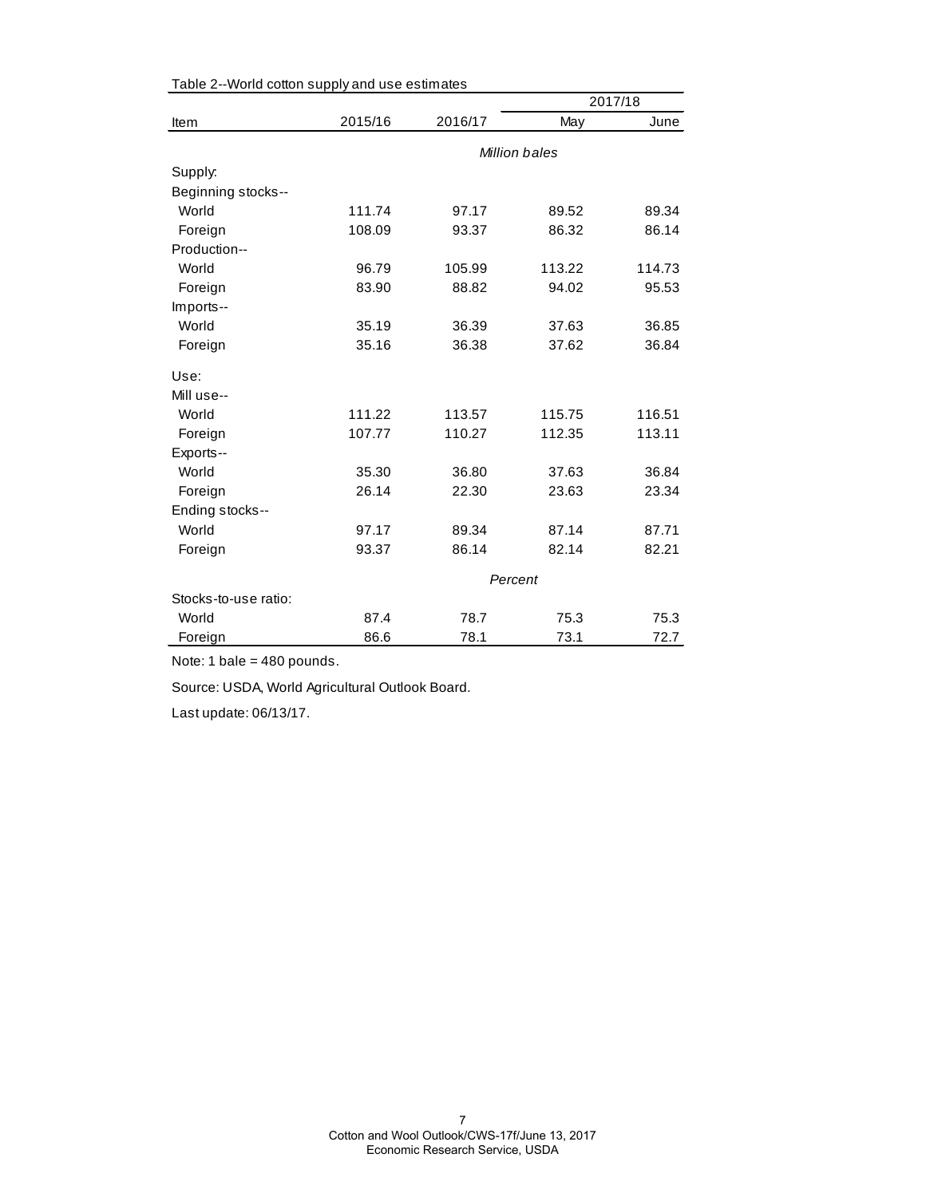Table 2--World cotton supply and use estimates

| Item | 2015/16 | 2016/17 | 2017/18 | |
|---|---|---|---|---|
| | | | May | June |
| | *Million bales* | | | |
| Supply: | | | | |
| Beginning stocks-- | | | | |
| World | 111.74 | 97.17 | 89.52 | 89.34 |
| Foreign | 108.09 | 93.37 | 86.32 | 86.14 |
| Production-- | | | | |
| World | 96.79 | 105.99 | 113.22 | 114.73 |
| Foreign | 83.90 | 88.82 | 94.02 | 95.53 |
| Imports-- | | | | |
| World | 35.19 | 36.39 | 37.63 | 36.85 |
| Foreign | 35.16 | 36.38 | 37.62 | 36.84 |
| Use: | | | | |
| Mill use-- | | | | |
| World | 111.22 | 113.57 | 115.75 | 116.51 |
| Foreign | 107.77 | 110.27 | 112.35 | 113.11 |
| Exports-- | | | | |
| World | 35.30 | 36.80 | 37.63 | 36.84 |
| Foreign | 26.14 | 22.30 | 23.63 | 23.34 |
| Ending stocks-- | | | | |
| World | 97.17 | 89.34 | 87.14 | 87.71 |
| Foreign | 93.37 | 86.14 | 82.14 | 82.21 |
| | *Percent* | | | |
| Stocks-to-use ratio: | | | | |
| World | 87.4 | 78.7 | 75.3 | 75.3 |
| Foreign | 86.6 | 78.1 | 73.1 | 72.7 |

Note: 1 bale = 480 pounds.

Source: USDA, World Agricultural Outlook Board.

Last update: 06/13/17.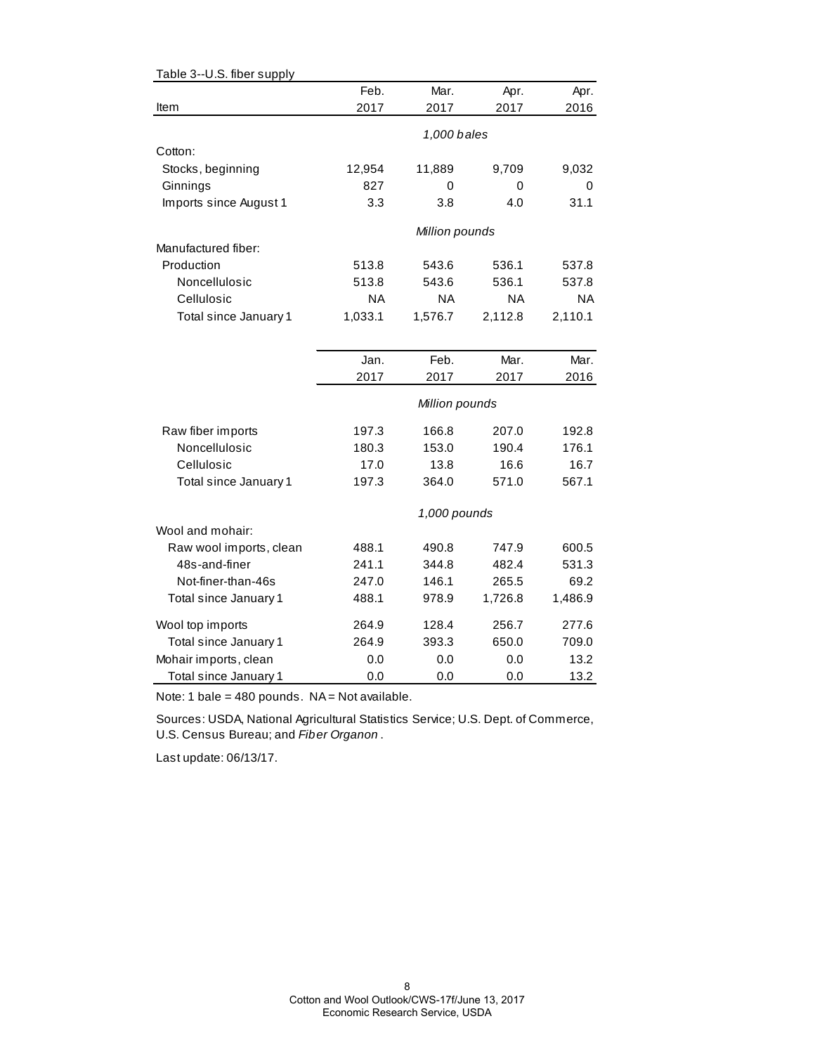Table 3--U.S. fiber supply

| Item | Feb. 2017 | Mar. 2017 | Apr. 2017 | Apr. 2016 |
|---|---|---|---|---|
| | *1,000 bales* | | | |
| Cotton: | | | | |
| Stocks, beginning | 12,954 | 11,889 | 9,709 | 9,032 |
| Ginnings | 827 | 0 | 0 | 0 |
| Imports since August 1 | 3.3 | 3.8 | 4.0 | 31.1 |
| | *Million pounds* | | | |
| Manufactured fiber: | | | | |
| Production | 513.8 | 543.6 | 536.1 | 537.8 |
| Noncellulosic | 513.8 | 543.6 | 536.1 | 537.8 |
| Cellulosic | NA | NA | NA | NA |
| Total since January 1 | 1,033.1 | 1,576.7 | 2,112.8 | 2,110.1 |
| | **Jan. 2017** | **Feb. 2017** | **Mar. 2017** | **Mar. 2016** |
| | *Million pounds* | | | |
| Raw fiber imports | 197.3 | 166.8 | 207.0 | 192.8 |
| Noncellulosic | 180.3 | 153.0 | 190.4 | 176.1 |
| Cellulosic | 17.0 | 13.8 | 16.6 | 16.7 |
| Total since January 1 | 197.3 | 364.0 | 571.0 | 567.1 |
| | *1,000 pounds* | | | |
| Wool and mohair: | | | | |
| Raw wool imports, clean | 488.1 | 490.8 | 747.9 | 600.5 |
| 48s-and-finer | 241.1 | 344.8 | 482.4 | 531.3 |
| Not-finer-than-46s | 247.0 | 146.1 | 265.5 | 69.2 |
| Total since January 1 | 488.1 | 978.9 | 1,726.8 | 1,486.9 |
| Wool top imports | 264.9 | 128.4 | 256.7 | 277.6 |
| Total since January 1 | 264.9 | 393.3 | 650.0 | 709.0 |
| Mohair imports, clean | 0.0 | 0.0 | 0.0 | 13.2 |
| Total since January 1 | 0.0 | 0.0 | 0.0 | 13.2 |

Note: 1 bale = 480 pounds. NA = Not available.

Sources: USDA, National Agricultural Statistics Service; U.S. Dept. of Commerce, U.S. Census Bureau; and *Fiber Organon*.

Last update: 06/13/17.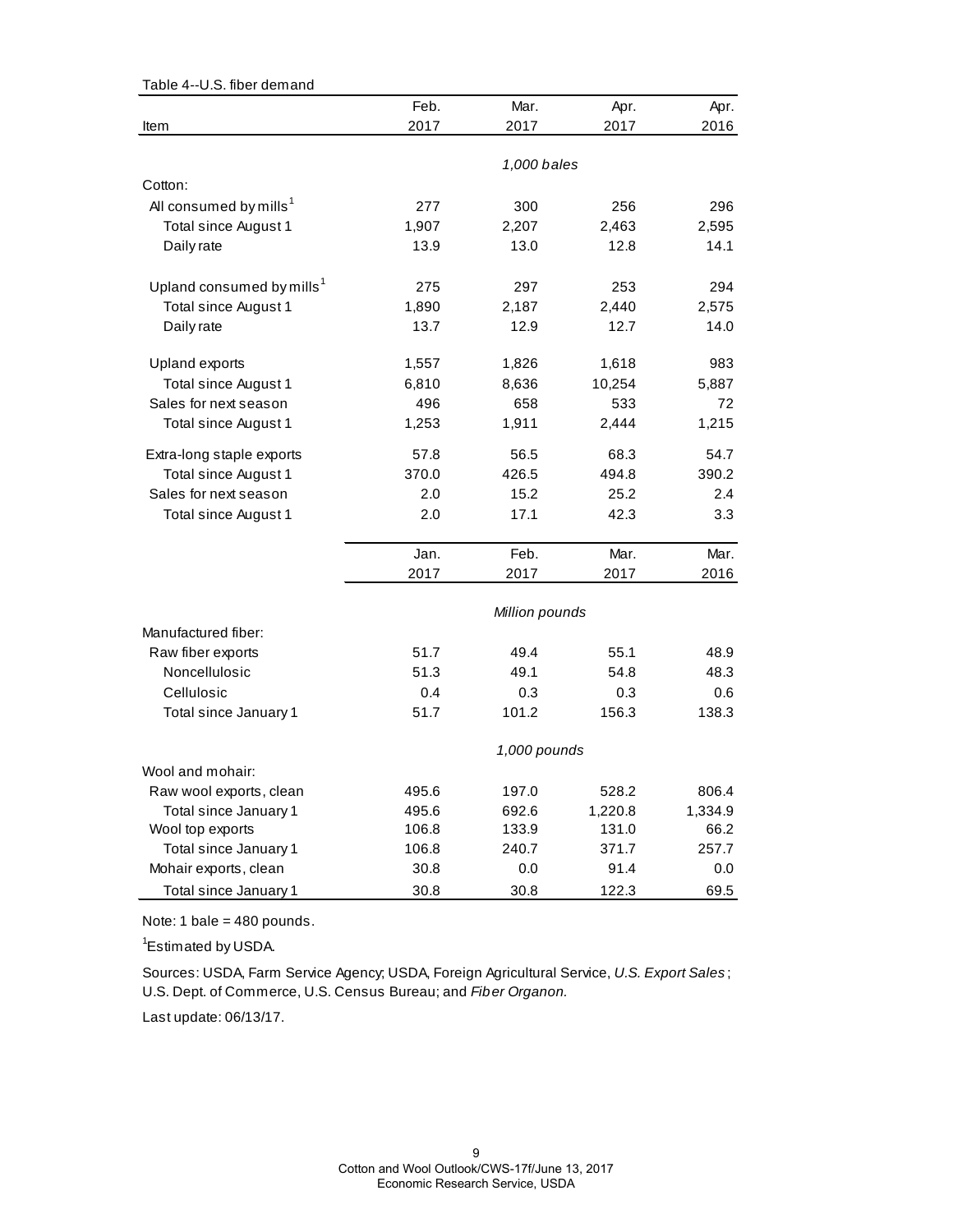Table 4--U.S. fiber demand

| Item | Feb. 2017 | Mar. 2017 | Apr. 2017 | Apr. 2016 |
|---|---|---|---|---|
| | | *1,000 bales* | | |
| Cotton: | | | | |
| All consumed by mills[1] | 277 | 300 | 256 | 296 |
| Total since August 1 | 1,907 | 2,207 | 2,463 | 2,595 |
| Daily rate | 13.9 | 13.0 | 12.8 | 14.1 |
| Upland consumed by mills[1] | 275 | 297 | 253 | 294 |
| Total since August 1 | 1,890 | 2,187 | 2,440 | 2,575 |
| Daily rate | 13.7 | 12.9 | 12.7 | 14.0 |
| Upland exports | 1,557 | 1,826 | 1,618 | 983 |
| Total since August 1 | 6,810 | 8,636 | 10,254 | 5,887 |
| Sales for next season | 496 | 658 | 533 | 72 |
| Total since August 1 | 1,253 | 1,911 | 2,444 | 1,215 |
| Extra-long staple exports | 57.8 | 56.5 | 68.3 | 54.7 |
| Total since August 1 | 370.0 | 426.5 | 494.8 | 390.2 |
| Sales for next season | 2.0 | 15.2 | 25.2 | 2.4 |
| Total since August 1 | 2.0 | 17.1 | 42.3 | 3.3 |
| | Jan. 2017 | Feb. 2017 | Mar. 2017 | Mar. 2016 |
| | | *Million pounds* | | |
| Manufactured fiber: | | | | |
| Raw fiber exports | 51.7 | 49.4 | 55.1 | 48.9 |
| Noncellulosic | 51.3 | 49.1 | 54.8 | 48.3 |
| Cellulosic | 0.4 | 0.3 | 0.3 | 0.6 |
| Total since January 1 | 51.7 | 101.2 | 156.3 | 138.3 |
| | | *1,000 pounds* | | |
| Wool and mohair: | | | | |
| Raw wool exports, clean | 495.6 | 197.0 | 528.2 | 806.4 |
| Total since January 1 | 495.6 | 692.6 | 1,220.8 | 1,334.9 |
| Wool top exports | 106.8 | 133.9 | 131.0 | 66.2 |
| Total since January 1 | 106.8 | 240.7 | 371.7 | 257.7 |
| Mohair exports, clean | 30.8 | 0.0 | 91.4 | 0.0 |
| Total since January 1 | 30.8 | 30.8 | 122.3 | 69.5 |

Note: 1 bale = 480 pounds.

[1]Estimated by USDA.

Sources: USDA, Farm Service Agency; USDA, Foreign Agricultural Service, *U.S. Export Sales*; U.S. Dept. of Commerce, U.S. Census Bureau; and *Fiber Organon.*

Last update: 06/13/17.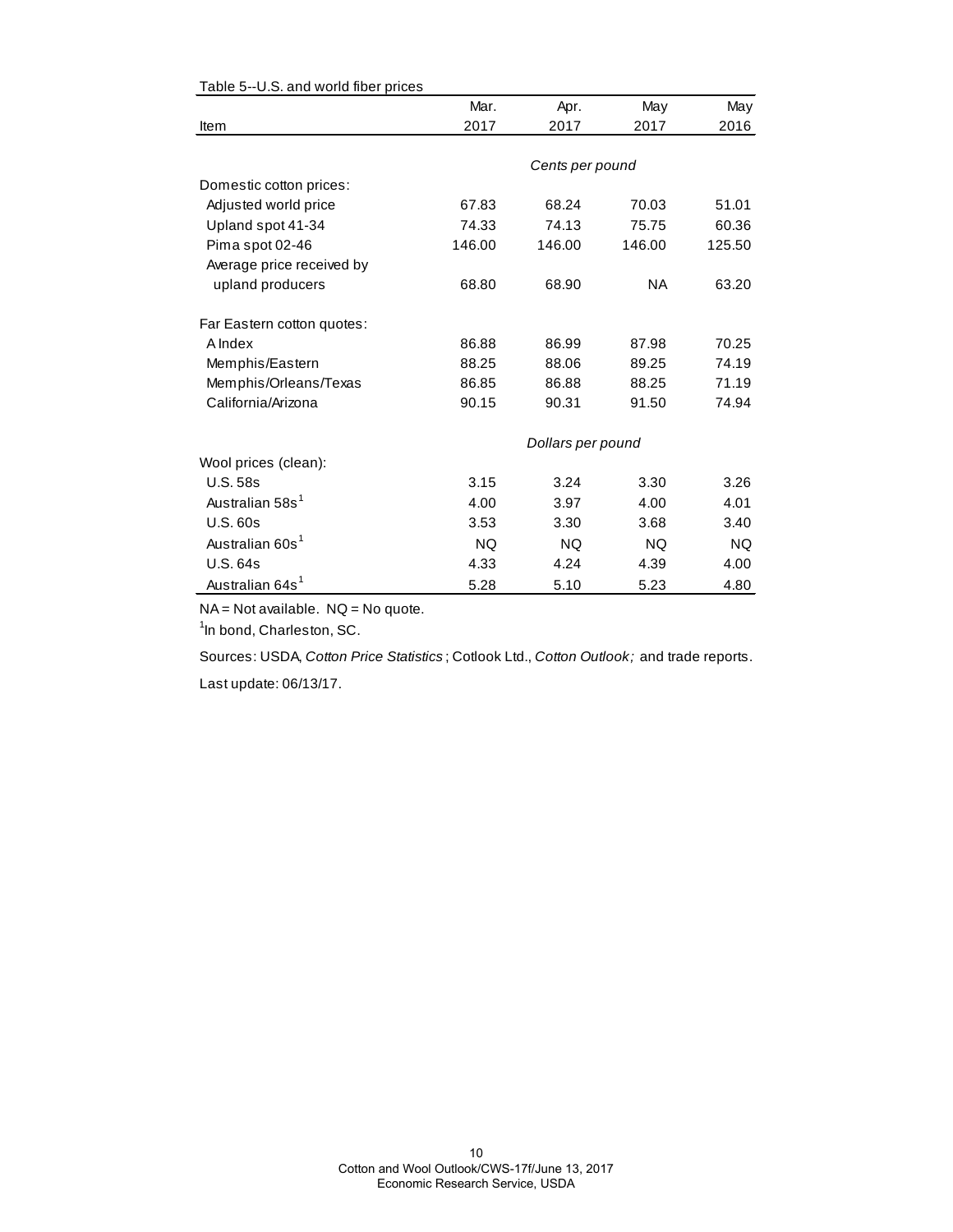Table 5--U.S. and world fiber prices

| Item | Mar. 2017 | Apr. 2017 | May 2017 | May 2016 |
|---|---|---|---|---|
| | *Cents per pound* | | | |
| Domestic cotton prices: | | | | |
| Adjusted world price | 67.83 | 68.24 | 70.03 | 51.01 |
| Upland spot 41-34 | 74.33 | 74.13 | 75.75 | 60.36 |
| Pima spot 02-46 | 146.00 | 146.00 | 146.00 | 125.50 |
| Average price received by upland producers | 68.80 | 68.90 | NA | 63.20 |
| Far Eastern cotton quotes: | | | | |
| A Index | 86.88 | 86.99 | 87.98 | 70.25 |
| Memphis/Eastern | 88.25 | 88.06 | 89.25 | 74.19 |
| Memphis/Orleans/Texas | 86.85 | 86.88 | 88.25 | 71.19 |
| California/Arizona | 90.15 | 90.31 | 91.50 | 74.94 |
| | *Dollars per pound* | | | |
| Wool prices (clean): | | | | |
| U.S. 58s | 3.15 | 3.24 | 3.30 | 3.26 |
| Australian 58s[1] | 4.00 | 3.97 | 4.00 | 4.01 |
| U.S. 60s | 3.53 | 3.30 | 3.68 | 3.40 |
| Australian 60s[1] | NQ | NQ | NQ | NQ |
| U.S. 64s | 4.33 | 4.24 | 4.39 | 4.00 |
| Australian 64s[1] | 5.28 | 5.10 | 5.23 | 4.80 |

NA = Not available. NQ = No quote.

[1]In bond, Charleston, SC.

Sources: USDA, *Cotton Price Statistics*; Cotlook Ltd., *Cotton Outlook;* and trade reports.

Last update: 06/13/17.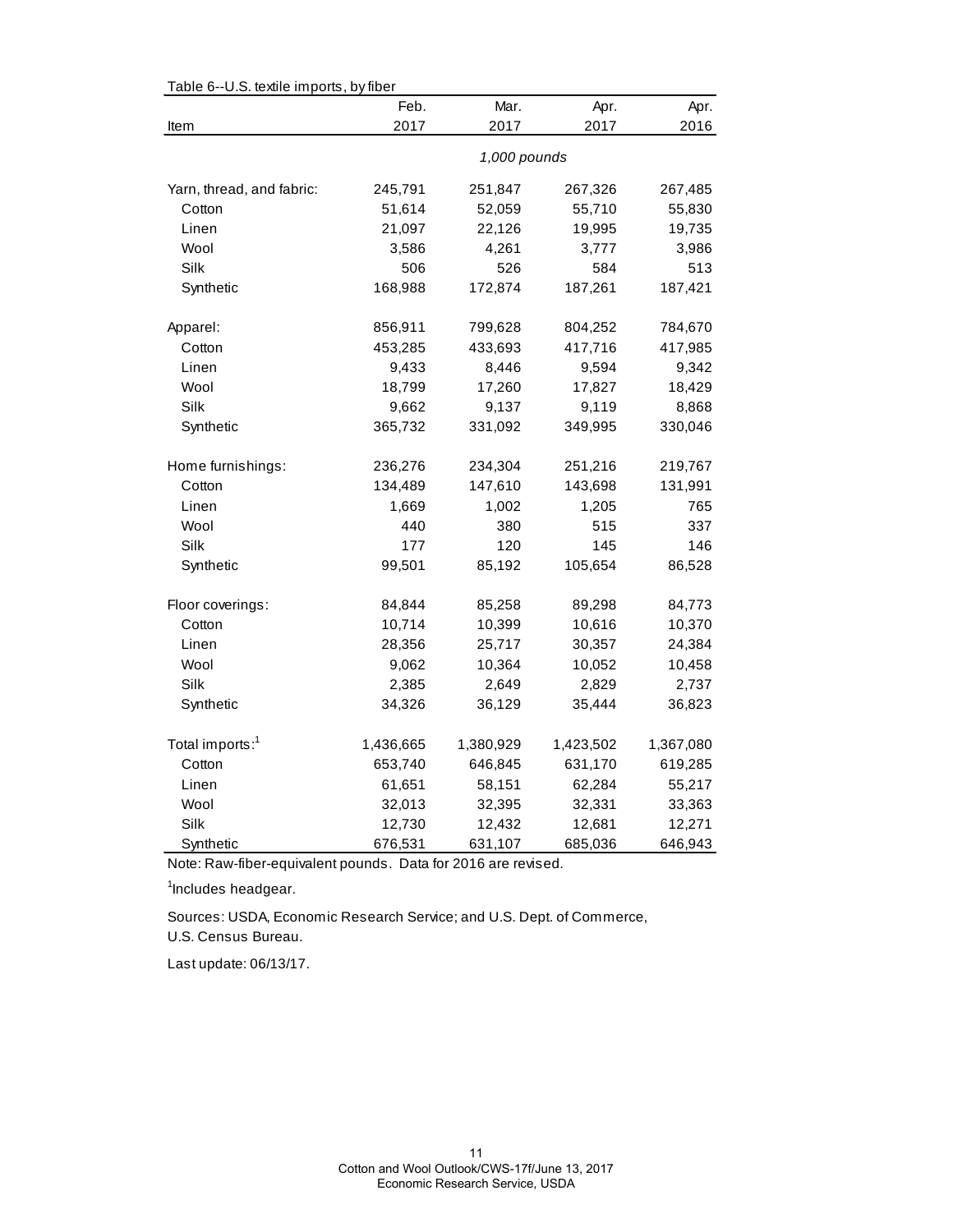Table 6--U.S. textile imports, by fiber

| Item | Feb. 2017 | Mar. 2017 | Apr. 2017 | Apr. 2016 |
|---|---|---|---|---|
| | *1,000 pounds* | | | |
| Yarn, thread, and fabric: | 245,791 | 251,847 | 267,326 | 267,485 |
| Cotton | 51,614 | 52,059 | 55,710 | 55,830 |
| Linen | 21,097 | 22,126 | 19,995 | 19,735 |
| Wool | 3,586 | 4,261 | 3,777 | 3,986 |
| Silk | 506 | 526 | 584 | 513 |
| Synthetic | 168,988 | 172,874 | 187,261 | 187,421 |
| Apparel: | 856,911 | 799,628 | 804,252 | 784,670 |
| Cotton | 453,285 | 433,693 | 417,716 | 417,985 |
| Linen | 9,433 | 8,446 | 9,594 | 9,342 |
| Wool | 18,799 | 17,260 | 17,827 | 18,429 |
| Silk | 9,662 | 9,137 | 9,119 | 8,868 |
| Synthetic | 365,732 | 331,092 | 349,995 | 330,046 |
| Home furnishings: | 236,276 | 234,304 | 251,216 | 219,767 |
| Cotton | 134,489 | 147,610 | 143,698 | 131,991 |
| Linen | 1,669 | 1,002 | 1,205 | 765 |
| Wool | 440 | 380 | 515 | 337 |
| Silk | 177 | 120 | 145 | 146 |
| Synthetic | 99,501 | 85,192 | 105,654 | 86,528 |
| Floor coverings: | 84,844 | 85,258 | 89,298 | 84,773 |
| Cotton | 10,714 | 10,399 | 10,616 | 10,370 |
| Linen | 28,356 | 25,717 | 30,357 | 24,384 |
| Wool | 9,062 | 10,364 | 10,052 | 10,458 |
| Silk | 2,385 | 2,649 | 2,829 | 2,737 |
| Synthetic | 34,326 | 36,129 | 35,444 | 36,823 |
| Total imports:[1] | 1,436,665 | 1,380,929 | 1,423,502 | 1,367,080 |
| Cotton | 653,740 | 646,845 | 631,170 | 619,285 |
| Linen | 61,651 | 58,151 | 62,284 | 55,217 |
| Wool | 32,013 | 32,395 | 32,331 | 33,363 |
| Silk | 12,730 | 12,432 | 12,681 | 12,271 |
| Synthetic | 676,531 | 631,107 | 685,036 | 646,943 |

Note: Raw-fiber-equivalent pounds. Data for 2016 are revised.

[1]Includes headgear.

Sources: USDA, Economic Research Service; and U.S. Dept. of Commerce, U.S. Census Bureau.

Last update: 06/13/17.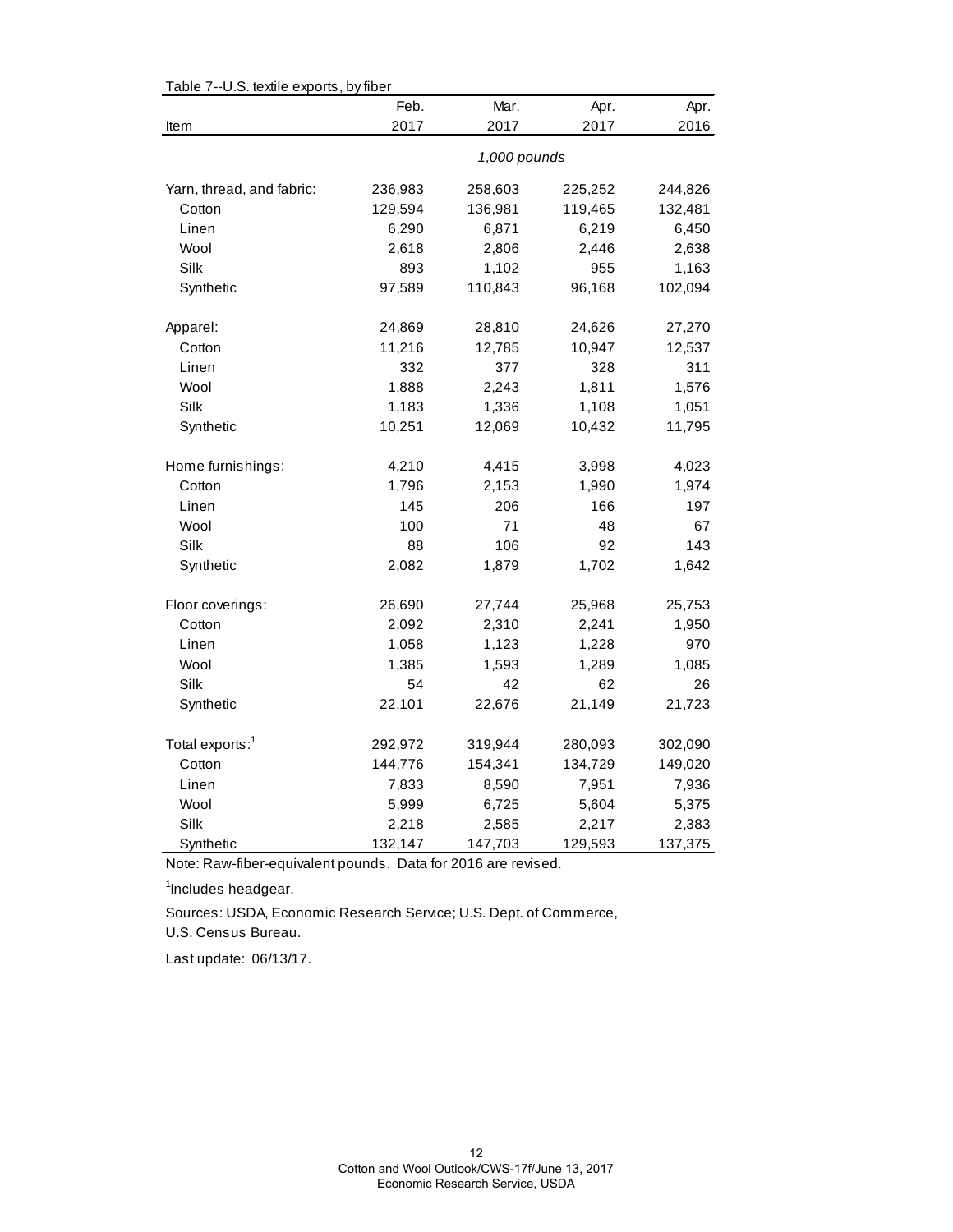Table 7--U.S. textile exports, by fiber

| Item | Feb. 2017 | Mar. 2017 | Apr. 2017 | Apr. 2016 |
|---|---|---|---|---|
| | | *1,000 pounds* | | |
| Yarn, thread, and fabric: | 236,983 | 258,603 | 225,252 | 244,826 |
| Cotton | 129,594 | 136,981 | 119,465 | 132,481 |
| Linen | 6,290 | 6,871 | 6,219 | 6,450 |
| Wool | 2,618 | 2,806 | 2,446 | 2,638 |
| Silk | 893 | 1,102 | 955 | 1,163 |
| Synthetic | 97,589 | 110,843 | 96,168 | 102,094 |
| Apparel: | 24,869 | 28,810 | 24,626 | 27,270 |
| Cotton | 11,216 | 12,785 | 10,947 | 12,537 |
| Linen | 332 | 377 | 328 | 311 |
| Wool | 1,888 | 2,243 | 1,811 | 1,576 |
| Silk | 1,183 | 1,336 | 1,108 | 1,051 |
| Synthetic | 10,251 | 12,069 | 10,432 | 11,795 |
| Home furnishings: | 4,210 | 4,415 | 3,998 | 4,023 |
| Cotton | 1,796 | 2,153 | 1,990 | 1,974 |
| Linen | 145 | 206 | 166 | 197 |
| Wool | 100 | 71 | 48 | 67 |
| Silk | 88 | 106 | 92 | 143 |
| Synthetic | 2,082 | 1,879 | 1,702 | 1,642 |
| Floor coverings: | 26,690 | 27,744 | 25,968 | 25,753 |
| Cotton | 2,092 | 2,310 | 2,241 | 1,950 |
| Linen | 1,058 | 1,123 | 1,228 | 970 |
| Wool | 1,385 | 1,593 | 1,289 | 1,085 |
| Silk | 54 | 42 | 62 | 26 |
| Synthetic | 22,101 | 22,676 | 21,149 | 21,723 |
| Total exports:[1] | 292,972 | 319,944 | 280,093 | 302,090 |
| Cotton | 144,776 | 154,341 | 134,729 | 149,020 |
| Linen | 7,833 | 8,590 | 7,951 | 7,936 |
| Wool | 5,999 | 6,725 | 5,604 | 5,375 |
| Silk | 2,218 | 2,585 | 2,217 | 2,383 |
| Synthetic | 132,147 | 147,703 | 129,593 | 137,375 |

Note: Raw-fiber-equivalent pounds. Data for 2016 are revised.

[1]Includes headgear.

Sources: USDA, Economic Research Service; U.S. Dept. of Commerce, U.S. Census Bureau.

Last update: 06/13/17.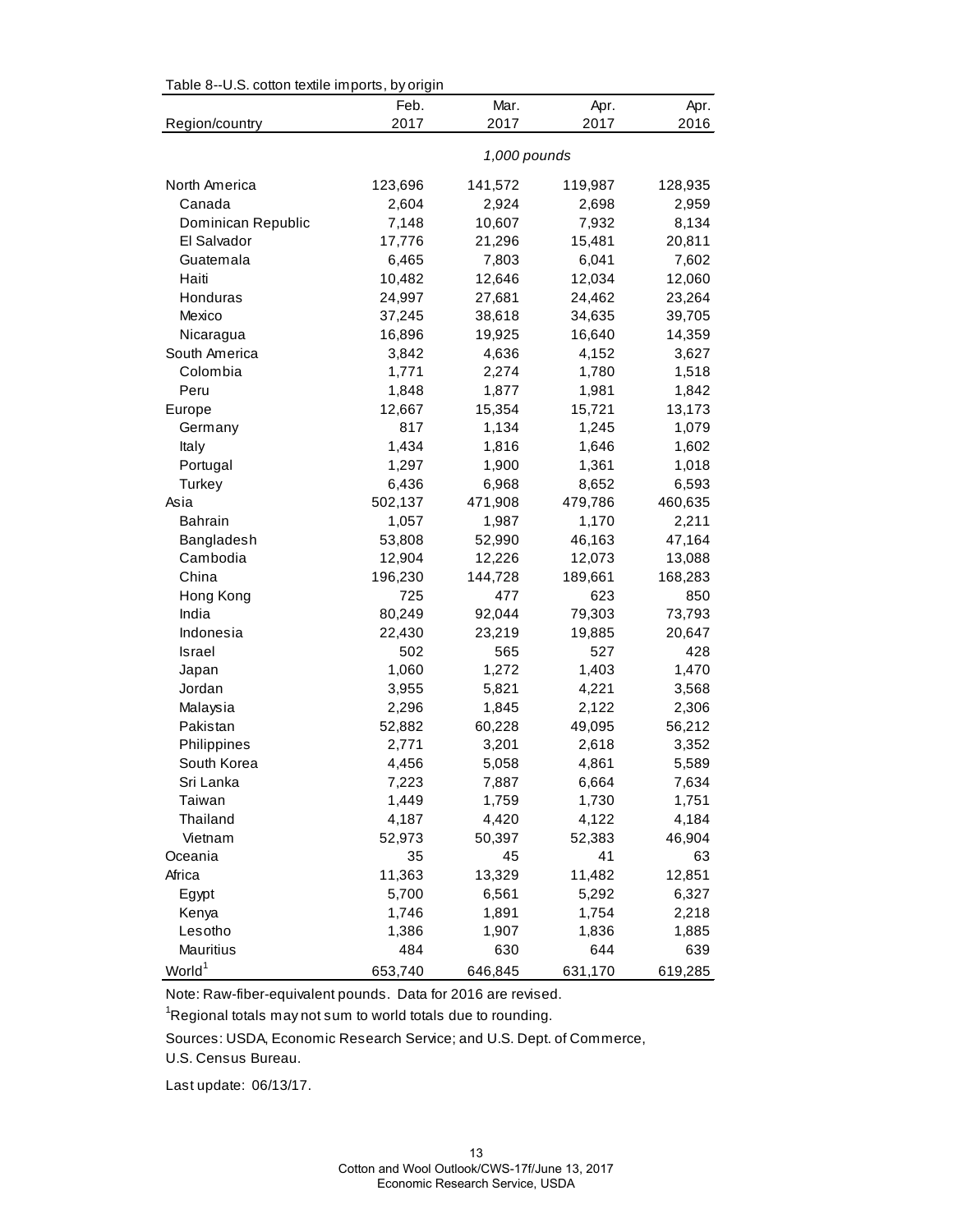Table 8--U.S. cotton textile imports, by origin

| Region/country | Feb. 2017 | Mar. 2017 | Apr. 2017 | Apr. 2016 |
|---|---|---|---|---|
| | *1,000 pounds* | | | |
| North America | 123,696 | 141,572 | 119,987 | 128,935 |
| Canada | 2,604 | 2,924 | 2,698 | 2,959 |
| Dominican Republic | 7,148 | 10,607 | 7,932 | 8,134 |
| El Salvador | 17,776 | 21,296 | 15,481 | 20,811 |
| Guatemala | 6,465 | 7,803 | 6,041 | 7,602 |
| Haiti | 10,482 | 12,646 | 12,034 | 12,060 |
| Honduras | 24,997 | 27,681 | 24,462 | 23,264 |
| Mexico | 37,245 | 38,618 | 34,635 | 39,705 |
| Nicaragua | 16,896 | 19,925 | 16,640 | 14,359 |
| South America | 3,842 | 4,636 | 4,152 | 3,627 |
| Colombia | 1,771 | 2,274 | 1,780 | 1,518 |
| Peru | 1,848 | 1,877 | 1,981 | 1,842 |
| Europe | 12,667 | 15,354 | 15,721 | 13,173 |
| Germany | 817 | 1,134 | 1,245 | 1,079 |
| Italy | 1,434 | 1,816 | 1,646 | 1,602 |
| Portugal | 1,297 | 1,900 | 1,361 | 1,018 |
| Turkey | 6,436 | 6,968 | 8,652 | 6,593 |
| Asia | 502,137 | 471,908 | 479,786 | 460,635 |
| Bahrain | 1,057 | 1,987 | 1,170 | 2,211 |
| Bangladesh | 53,808 | 52,990 | 46,163 | 47,164 |
| Cambodia | 12,904 | 12,226 | 12,073 | 13,088 |
| China | 196,230 | 144,728 | 189,661 | 168,283 |
| Hong Kong | 725 | 477 | 623 | 850 |
| India | 80,249 | 92,044 | 79,303 | 73,793 |
| Indonesia | 22,430 | 23,219 | 19,885 | 20,647 |
| Israel | 502 | 565 | 527 | 428 |
| Japan | 1,060 | 1,272 | 1,403 | 1,470 |
| Jordan | 3,955 | 5,821 | 4,221 | 3,568 |
| Malaysia | 2,296 | 1,845 | 2,122 | 2,306 |
| Pakistan | 52,882 | 60,228 | 49,095 | 56,212 |
| Philippines | 2,771 | 3,201 | 2,618 | 3,352 |
| South Korea | 4,456 | 5,058 | 4,861 | 5,589 |
| Sri Lanka | 7,223 | 7,887 | 6,664 | 7,634 |
| Taiwan | 1,449 | 1,759 | 1,730 | 1,751 |
| Thailand | 4,187 | 4,420 | 4,122 | 4,184 |
| Vietnam | 52,973 | 50,397 | 52,383 | 46,904 |
| Oceania | 35 | 45 | 41 | 63 |
| Africa | 11,363 | 13,329 | 11,482 | 12,851 |
| Egypt | 5,700 | 6,561 | 5,292 | 6,327 |
| Kenya | 1,746 | 1,891 | 1,754 | 2,218 |
| Lesotho | 1,386 | 1,907 | 1,836 | 1,885 |
| Mauritius | 484 | 630 | 644 | 639 |
| World[1] | 653,740 | 646,845 | 631,170 | 619,285 |

Note: Raw-fiber-equivalent pounds. Data for 2016 are revised.

[1]Regional totals may not sum to world totals due to rounding.

Sources: USDA, Economic Research Service; and U.S. Dept. of Commerce, U.S. Census Bureau.

Last update: 06/13/17.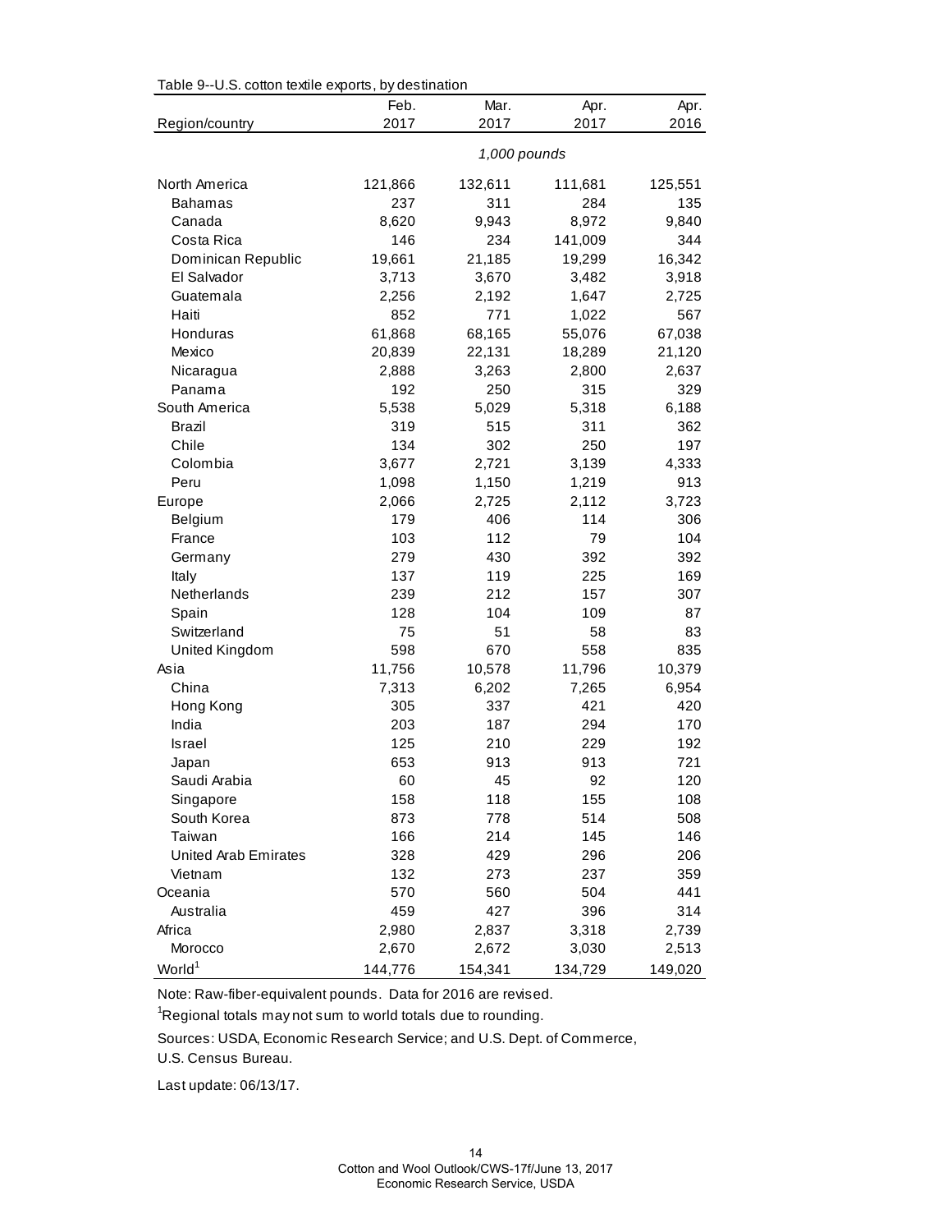Table 9--U.S. cotton textile exports, by destination

| Region/country | Feb. 2017 | Mar. 2017 | Apr. 2017 | Apr. 2016 |
|---|---|---|---|---|
| | 1,000 pounds | | | |
| North America | 121,866 | 132,611 | 111,681 | 125,551 |
| Bahamas | 237 | 311 | 284 | 135 |
| Canada | 8,620 | 9,943 | 8,972 | 9,840 |
| Costa Rica | 146 | 234 | 141,009 | 344 |
| Dominican Republic | 19,661 | 21,185 | 19,299 | 16,342 |
| El Salvador | 3,713 | 3,670 | 3,482 | 3,918 |
| Guatemala | 2,256 | 2,192 | 1,647 | 2,725 |
| Haiti | 852 | 771 | 1,022 | 567 |
| Honduras | 61,868 | 68,165 | 55,076 | 67,038 |
| Mexico | 20,839 | 22,131 | 18,289 | 21,120 |
| Nicaragua | 2,888 | 3,263 | 2,800 | 2,637 |
| Panama | 192 | 250 | 315 | 329 |
| South America | 5,538 | 5,029 | 5,318 | 6,188 |
| Brazil | 319 | 515 | 311 | 362 |
| Chile | 134 | 302 | 250 | 197 |
| Colombia | 3,677 | 2,721 | 3,139 | 4,333 |
| Peru | 1,098 | 1,150 | 1,219 | 913 |
| Europe | 2,066 | 2,725 | 2,112 | 3,723 |
| Belgium | 179 | 406 | 114 | 306 |
| France | 103 | 112 | 79 | 104 |
| Germany | 279 | 430 | 392 | 392 |
| Italy | 137 | 119 | 225 | 169 |
| Netherlands | 239 | 212 | 157 | 307 |
| Spain | 128 | 104 | 109 | 87 |
| Switzerland | 75 | 51 | 58 | 83 |
| United Kingdom | 598 | 670 | 558 | 835 |
| Asia | 11,756 | 10,578 | 11,796 | 10,379 |
| China | 7,313 | 6,202 | 7,265 | 6,954 |
| Hong Kong | 305 | 337 | 421 | 420 |
| India | 203 | 187 | 294 | 170 |
| Israel | 125 | 210 | 229 | 192 |
| Japan | 653 | 913 | 913 | 721 |
| Saudi Arabia | 60 | 45 | 92 | 120 |
| Singapore | 158 | 118 | 155 | 108 |
| South Korea | 873 | 778 | 514 | 508 |
| Taiwan | 166 | 214 | 145 | 146 |
| United Arab Emirates | 328 | 429 | 296 | 206 |
| Vietnam | 132 | 273 | 237 | 359 |
| Oceania | 570 | 560 | 504 | 441 |
| Australia | 459 | 427 | 396 | 314 |
| Africa | 2,980 | 2,837 | 3,318 | 2,739 |
| Morocco | 2,670 | 2,672 | 3,030 | 2,513 |
| World[1] | 144,776 | 154,341 | 134,729 | 149,020 |

Note: Raw-fiber-equivalent pounds. Data for 2016 are revised.

[1]Regional totals may not sum to world totals due to rounding.

Sources: USDA, Economic Research Service; and U.S. Dept. of Commerce, U.S. Census Bureau.

Last update: 06/13/17.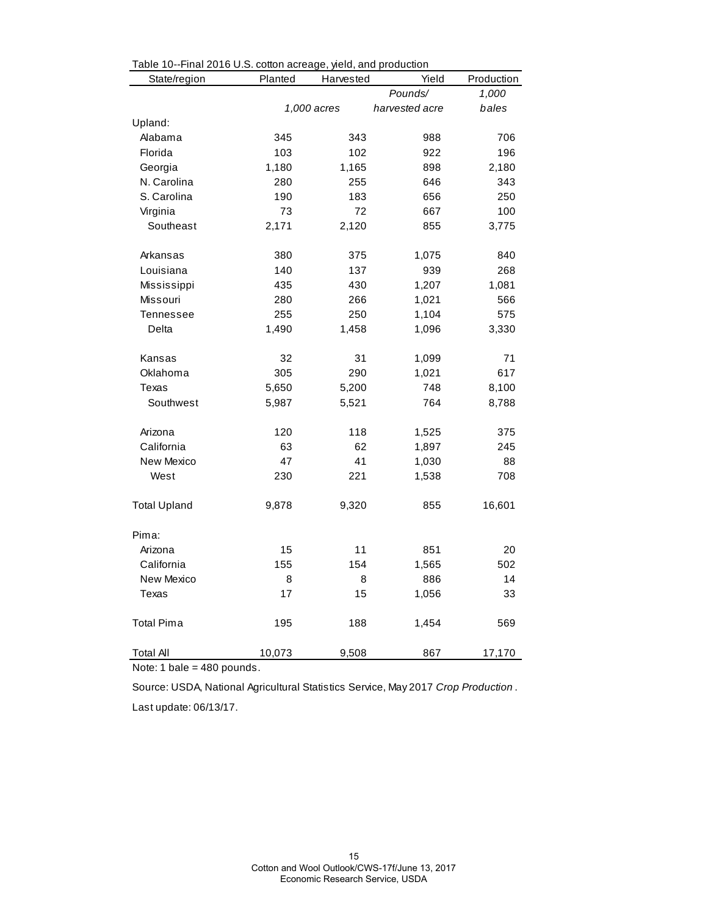Table 10--Final 2016 U.S. cotton acreage, yield, and production

| State/region | Planted | Harvested | Yield | Production |
|---|---|---|---|---|
| | | | *Pounds/* | *1,000* |
| | *1,000 acres* | | *harvested acre* | *bales* |
| Upland: | | | | |
| Alabama | 345 | 343 | 988 | 706 |
| Florida | 103 | 102 | 922 | 196 |
| Georgia | 1,180 | 1,165 | 898 | 2,180 |
| N. Carolina | 280 | 255 | 646 | 343 |
| S. Carolina | 190 | 183 | 656 | 250 |
| Virginia | 73 | 72 | 667 | 100 |
| Southeast | 2,171 | 2,120 | 855 | 3,775 |
| | | | | |
| Arkansas | 380 | 375 | 1,075 | 840 |
| Louisiana | 140 | 137 | 939 | 268 |
| Mississippi | 435 | 430 | 1,207 | 1,081 |
| Missouri | 280 | 266 | 1,021 | 566 |
| Tennessee | 255 | 250 | 1,104 | 575 |
| Delta | 1,490 | 1,458 | 1,096 | 3,330 |
| | | | | |
| Kansas | 32 | 31 | 1,099 | 71 |
| Oklahoma | 305 | 290 | 1,021 | 617 |
| Texas | 5,650 | 5,200 | 748 | 8,100 |
| Southwest | 5,987 | 5,521 | 764 | 8,788 |
| | | | | |
| Arizona | 120 | 118 | 1,525 | 375 |
| California | 63 | 62 | 1,897 | 245 |
| New Mexico | 47 | 41 | 1,030 | 88 |
| West | 230 | 221 | 1,538 | 708 |
| | | | | |
| Total Upland | 9,878 | 9,320 | 855 | 16,601 |
| | | | | |
| Pima: | | | | |
| Arizona | 15 | 11 | 851 | 20 |
| California | 155 | 154 | 1,565 | 502 |
| New Mexico | 8 | 8 | 886 | 14 |
| Texas | 17 | 15 | 1,056 | 33 |
| | | | | |
| Total Pima | 195 | 188 | 1,454 | 569 |
| | | | | |
| Total All | 10,073 | 9,508 | 867 | 17,170 |

Note: 1 bale = 480 pounds.

Source: USDA, National Agricultural Statistics Service, May 2017 *Crop Production*.

Last update: 06/13/17.